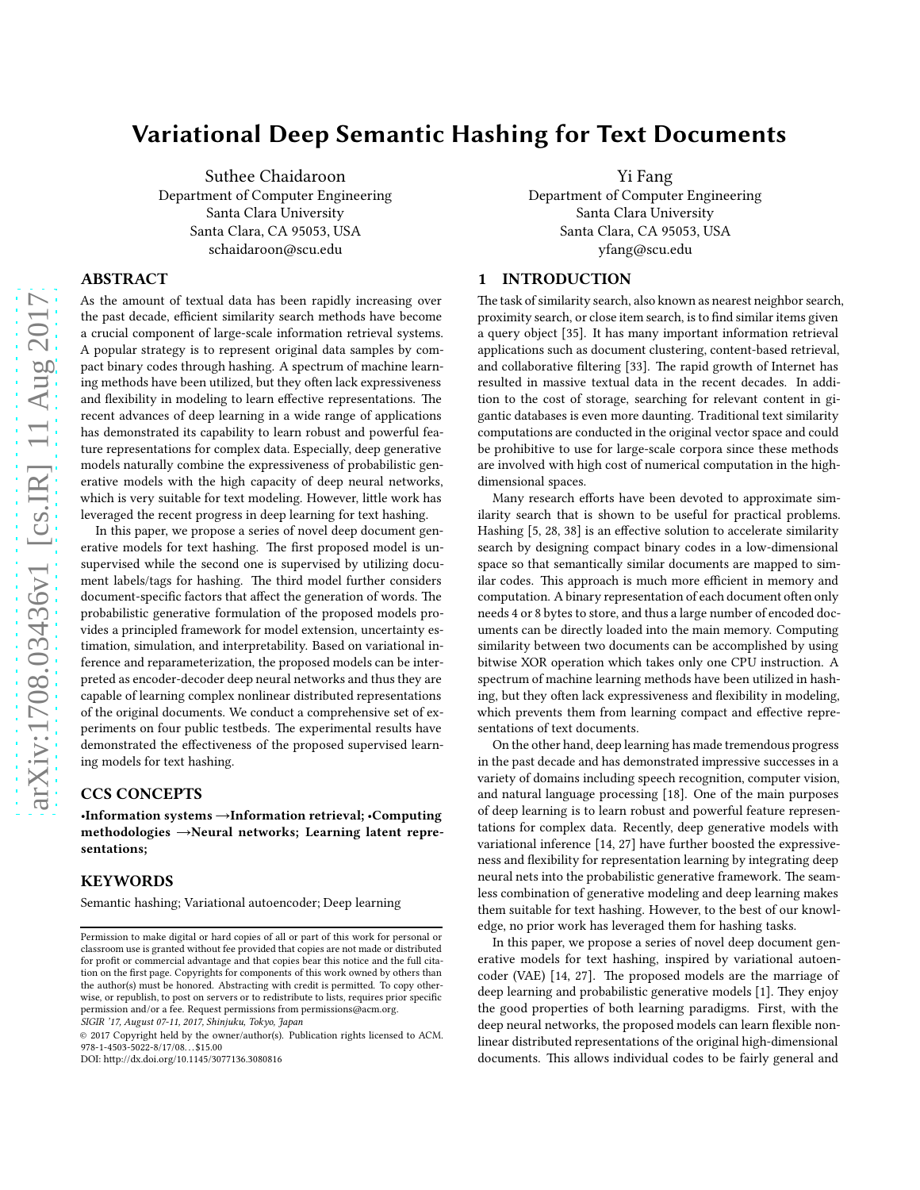# Variational Deep Semantic Hashing for Text Documents

Suthee Chaidaroon
Department of Computer Engineering
Santa Clara University
Santa Clara, CA 95053, USA
schaidaroon@scu.edu

Yi Fang
Department of Computer Engineering
Santa Clara University
Santa Clara, CA 95053, USA
yfang@scu.edu

## ABSTRACT

As the amount of textual data has been rapidly increasing over the past decade, efficient similarity search methods have become a crucial component of large-scale information retrieval systems. A popular strategy is to represent original data samples by compact binary codes through hashing. A spectrum of machine learning methods have been utilized, but they often lack expressiveness and flexibility in modeling to learn effective representations. The recent advances of deep learning in a wide range of applications has demonstrated its capability to learn robust and powerful feature representations for complex data. Especially, deep generative models naturally combine the expressiveness of probabilistic generative models with the high capacity of deep neural networks, which is very suitable for text modeling. However, little work has leveraged the recent progress in deep learning for text hashing.

In this paper, we propose a series of novel deep document generative models for text hashing. The first proposed model is unsupervised while the second one is supervised by utilizing document labels/tags for hashing. The third model further considers document-specific factors that affect the generation of words. The probabilistic generative formulation of the proposed models provides a principled framework for model extension, uncertainty estimation, simulation, and interpretability. Based on variational inference and reparameterization, the proposed models can be interpreted as encoder-decoder deep neural networks and thus they are capable of learning complex nonlinear distributed representations of the original documents. We conduct a comprehensive set of experiments on four public testbeds. The experimental results have demonstrated the effectiveness of the proposed supervised learning models for text hashing.

## CCS CONCEPTS

**•Information systems →Information retrieval; •Computing methodologies →Neural networks; Learning latent representations;**

## KEYWORDS

Semantic hashing; Variational autoencoder; Deep learning

Permission to make digital or hard copies of all or part of this work for personal or classroom use is granted without fee provided that copies are not made or distributed for profit or commercial advantage and that copies bear this notice and the full citation on the first page. Copyrights for components of this work owned by others than the author(s) must be honored. Abstracting with credit is permitted. To copy otherwise, or republish, to post on servers or to redistribute to lists, requires prior specific permission and/or a fee. Request permissions from permissions@acm.org.
*SIGIR '17, August 07-11, 2017, Shinjuku, Tokyo, Japan*
© 2017 Copyright held by the owner/author(s). Publication rights licensed to ACM. 978-1-4503-5022-8/17/08...$15.00
DOI: http://dx.doi.org/10.1145/3077136.3080816

## 1 INTRODUCTION

The task of similarity search, also known as nearest neighbor search, proximity search, or close item search, is to find similar items given a query object [35]. It has many important information retrieval applications such as document clustering, content-based retrieval, and collaborative filtering [33]. The rapid growth of Internet has resulted in massive textual data in the recent decades. In addition to the cost of storage, searching for relevant content in gigantic databases is even more daunting. Traditional text similarity computations are conducted in the original vector space and could be prohibitive to use for large-scale corpora since these methods are involved with high cost of numerical computation in the high-dimensional spaces.

Many research efforts have been devoted to approximate similarity search that is shown to be useful for practical problems. Hashing [5, 28, 38] is an effective solution to accelerate similarity search by designing compact binary codes in a low-dimensional space so that semantically similar documents are mapped to similar codes. This approach is much more efficient in memory and computation. A binary representation of each document often only needs 4 or 8 bytes to store, and thus a large number of encoded documents can be directly loaded into the main memory. Computing similarity between two documents can be accomplished by using bitwise XOR operation which takes only one CPU instruction. A spectrum of machine learning methods have been utilized in hashing, but they often lack expressiveness and flexibility in modeling, which prevents them from learning compact and effective representations of text documents.

On the other hand, deep learning has made tremendous progress in the past decade and has demonstrated impressive successes in a variety of domains including speech recognition, computer vision, and natural language processing [18]. One of the main purposes of deep learning is to learn robust and powerful feature representations for complex data. Recently, deep generative models with variational inference [14, 27] have further boosted the expressiveness and flexibility for representation learning by integrating deep neural nets into the probabilistic generative framework. The seamless combination of generative modeling and deep learning makes them suitable for text hashing. However, to the best of our knowledge, no prior work has leveraged them for hashing tasks.

In this paper, we propose a series of novel deep document generative models for text hashing, inspired by variational autoencoder (VAE) [14, 27]. The proposed models are the marriage of deep learning and probabilistic generative models [1]. They enjoy the good properties of both learning paradigms. First, with the deep neural networks, the proposed models can learn flexible nonlinear distributed representations of the original high-dimensional documents. This allows individual codes to be fairly general and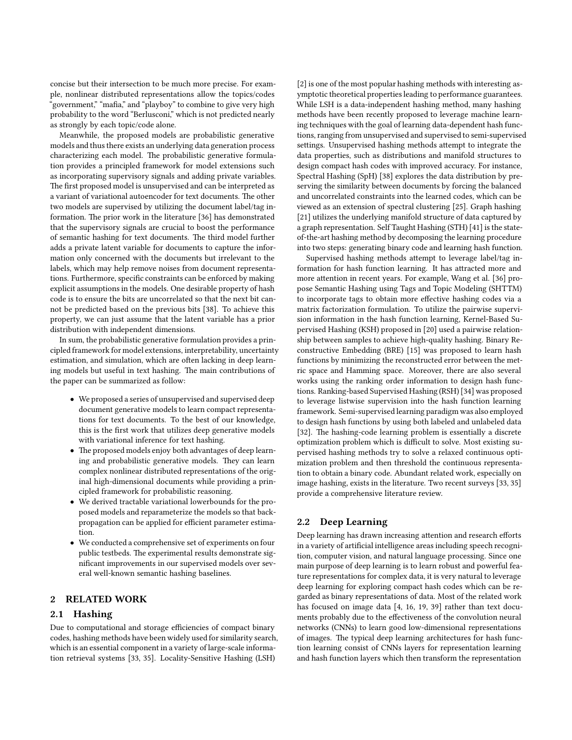concise but their intersection to be much more precise. For example, nonlinear distributed representations allow the topics/codes "government," "mafia," and "playboy" to combine to give very high probability to the word "Berlusconi," which is not predicted nearly as strongly by each topic/code alone.

Meanwhile, the proposed models are probabilistic generative models and thus there exists an underlying data generation process characterizing each model. The probabilistic generative formulation provides a principled framework for model extensions such as incorporating supervisory signals and adding private variables. The first proposed model is unsupervised and can be interpreted as a variant of variational autoencoder for text documents. The other two models are supervised by utilizing the document label/tag information. The prior work in the literature [36] has demonstrated that the supervisory signals are crucial to boost the performance of semantic hashing for text documents. The third model further adds a private latent variable for documents to capture the information only concerned with the documents but irrelevant to the labels, which may help remove noises from document representations. Furthermore, specific constraints can be enforced by making explicit assumptions in the models. One desirable property of hash code is to ensure the bits are uncorrelated so that the next bit cannot be predicted based on the previous bits [38]. To achieve this property, we can just assume that the latent variable has a prior distribution with independent dimensions.

In sum, the probabilistic generative formulation provides a principled framework for model extensions, interpretability, uncertainty estimation, and simulation, which are often lacking in deep learning models but useful in text hashing. The main contributions of the paper can be summarized as follow:

- We proposed a series of unsupervised and supervised deep document generative models to learn compact representations for text documents. To the best of our knowledge, this is the first work that utilizes deep generative models with variational inference for text hashing.
- The proposed models enjoy both advantages of deep learning and probabilistic generative models. They can learn complex nonlinear distributed representations of the original high-dimensional documents while providing a principled framework for probabilistic reasoning.
- We derived tractable variational lowerbounds for the proposed models and reparameterize the models so that backpropagation can be applied for efficient parameter estimation.
- We conducted a comprehensive set of experiments on four public testbeds. The experimental results demonstrate significant improvements in our supervised models over several well-known semantic hashing baselines.

## 2 RELATED WORK

### 2.1 Hashing

Due to computational and storage efficiencies of compact binary codes, hashing methods have been widely used for similarity search, which is an essential component in a variety of large-scale information retrieval systems [33, 35]. Locality-Sensitive Hashing (LSH) [2] is one of the most popular hashing methods with interesting asymptotic theoretical properties leading to performance guarantees. While LSH is a data-independent hashing method, many hashing methods have been recently proposed to leverage machine learning techniques with the goal of learning data-dependent hash functions, ranging from unsupervised and supervised to semi-supervised settings. Unsupervised hashing methods attempt to integrate the data properties, such as distributions and manifold structures to design compact hash codes with improved accuracy. For instance, Spectral Hashing (SpH) [38] explores the data distribution by preserving the similarity between documents by forcing the balanced and uncorrelated constraints into the learned codes, which can be viewed as an extension of spectral clustering [25]. Graph hashing [21] utilizes the underlying manifold structure of data captured by a graph representation. Self Taught Hashing (STH) [41] is the state-of-the-art hashing method by decomposing the learning procedure into two steps: generating binary code and learning hash function.

Supervised hashing methods attempt to leverage label/tag information for hash function learning. It has attracted more and more attention in recent years. For example, Wang et al. [36] propose Semantic Hashing using Tags and Topic Modeling (SHTTM) to incorporate tags to obtain more effective hashing codes via a matrix factorization formulation. To utilize the pairwise supervision information in the hash function learning, Kernel-Based Supervised Hashing (KSH) proposed in [20] used a pairwise relationship between samples to achieve high-quality hashing. Binary Reconstructive Embedding (BRE) [15] was proposed to learn hash functions by minimizing the reconstructed error between the metric space and Hamming space. Moreover, there are also several works using the ranking order information to design hash functions. Ranking-based Supervised Hashing (RSH) [34] was proposed to leverage listwise supervision into the hash function learning framework. Semi-supervised learning paradigm was also employed to design hash functions by using both labeled and unlabeled data [32]. The hashing-code learning problem is essentially a discrete optimization problem which is difficult to solve. Most existing supervised hashing methods try to solve a relaxed continuous optimization problem and then threshold the continuous representation to obtain a binary code. Abundant related work, especially on image hashing, exists in the literature. Two recent surveys [33, 35] provide a comprehensive literature review.

### 2.2 Deep Learning

Deep learning has drawn increasing attention and research efforts in a variety of artificial intelligence areas including speech recognition, computer vision, and natural language processing. Since one main purpose of deep learning is to learn robust and powerful feature representations for complex data, it is very natural to leverage deep learning for exploring compact hash codes which can be regarded as binary representations of data. Most of the related work has focused on image data [4, 16, 19, 39] rather than text documents probably due to the effectiveness of the convolution neural networks (CNNs) to learn good low-dimensional representations of images. The typical deep learning architectures for hash function learning consist of CNNs layers for representation learning and hash function layers which then transform the representation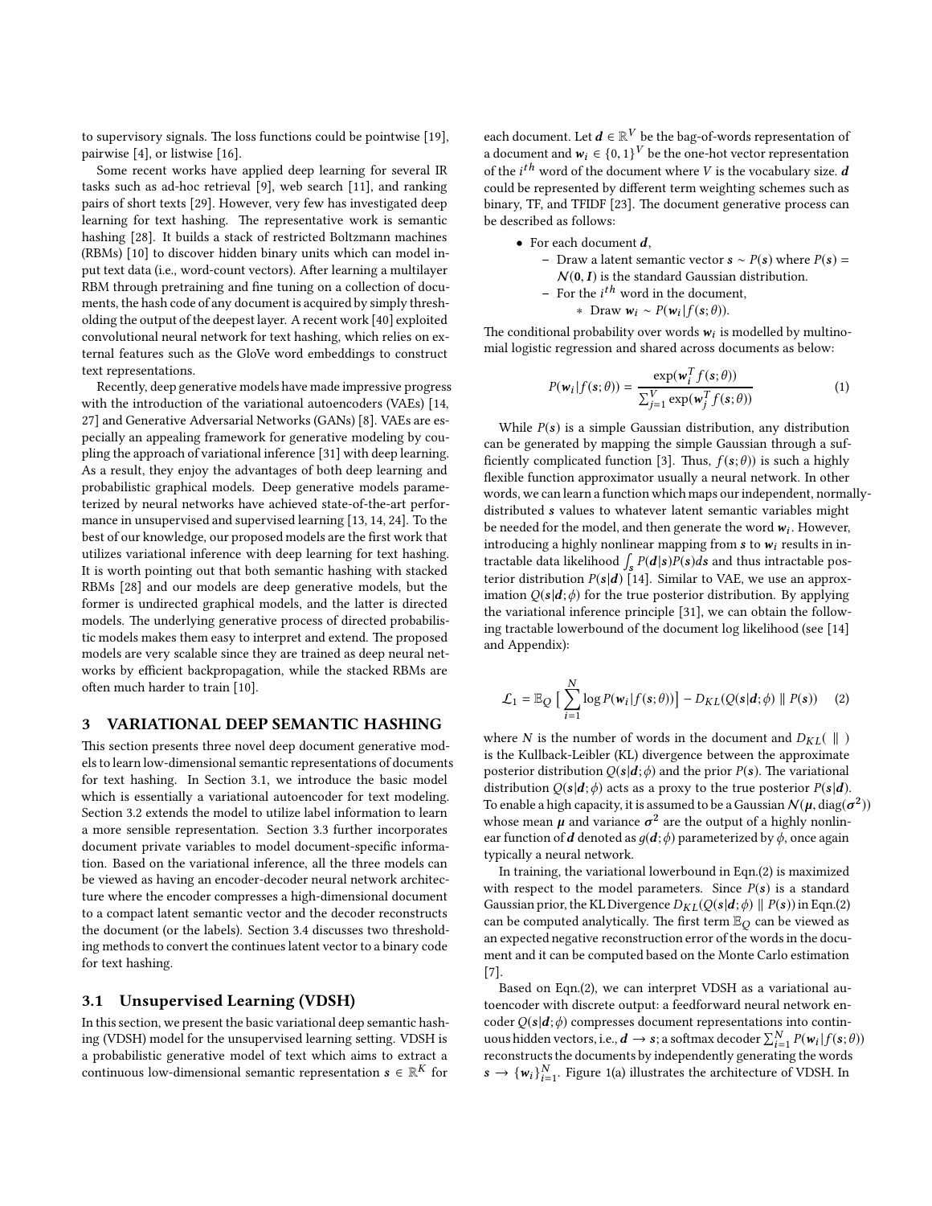to supervisory signals. The loss functions could be pointwise [19], pairwise [4], or listwise [16].

Some recent works have applied deep learning for several IR tasks such as ad-hoc retrieval [9], web search [11], and ranking pairs of short texts [29]. However, very few has investigated deep learning for text hashing. The representative work is semantic hashing [28]. It builds a stack of restricted Boltzmann machines (RBMs) [10] to discover hidden binary units which can model input text data (i.e., word-count vectors). After learning a multilayer RBM through pretraining and fine tuning on a collection of documents, the hash code of any document is acquired by simply thresholding the output of the deepest layer. A recent work [40] exploited convolutional neural network for text hashing, which relies on external features such as the GloVe word embeddings to construct text representations.

Recently, deep generative models have made impressive progress with the introduction of the variational autoencoders (VAEs) [14, 27] and Generative Adversarial Networks (GANs) [8]. VAEs are especially an appealing framework for generative modeling by coupling the approach of variational inference [31] with deep learning. As a result, they enjoy the advantages of both deep learning and probabilistic graphical models. Deep generative models parameterized by neural networks have achieved state-of-the-art performance in unsupervised and supervised learning [13, 14, 24]. To the best of our knowledge, our proposed models are the first work that utilizes variational inference with deep learning for text hashing. It is worth pointing out that both semantic hashing with stacked RBMs [28] and our models are deep generative models, but the former is undirected graphical models, and the latter is directed models. The underlying generative process of directed probabilistic models makes them easy to interpret and extend. The proposed models are very scalable since they are trained as deep neural networks by efficient backpropagation, while the stacked RBMs are often much harder to train [10].

## 3 VARIATIONAL DEEP SEMANTIC HASHING

This section presents three novel deep document generative models to learn low-dimensional semantic representations of documents for text hashing. In Section 3.1, we introduce the basic model which is essentially a variational autoencoder for text modeling. Section 3.2 extends the model to utilize label information to learn a more sensible representation. Section 3.3 further incorporates document private variables to model document-specific information. Based on the variational inference, all the three models can be viewed as having an encoder-decoder neural network architecture where the encoder compresses a high-dimensional document to a compact latent semantic vector and the decoder reconstructs the document (or the labels). Section 3.4 discusses two thresholding methods to convert the continues latent vector to a binary code for text hashing.

### 3.1 Unsupervised Learning (VDSH)

In this section, we present the basic variational deep semantic hashing (VDSH) model for the unsupervised learning setting. VDSH is a probabilistic generative model of text which aims to extract a continuous low-dimensional semantic representation $\boldsymbol{s} \in \mathbb{R}^K$ for each document. Let $\boldsymbol{d} \in \mathbb{R}^V$ be the bag-of-words representation of a document and $\boldsymbol{w}_i \in \{0,1\}^V$ be the one-hot vector representation of the $i^{th}$ word of the document where $V$ is the vocabulary size. $\boldsymbol{d}$ could be represented by different term weighting schemes such as binary, TF, and TFIDF [23]. The document generative process can be described as follows:

- For each document $\boldsymbol{d}$,
  - Draw a latent semantic vector $\boldsymbol{s} \sim P(\boldsymbol{s})$ where $P(\boldsymbol{s}) = \mathcal{N}(\boldsymbol{0}, \boldsymbol{I})$ is the standard Gaussian distribution.
  - For the $i^{th}$ word in the document,
    - Draw $\boldsymbol{w}_i \sim P(\boldsymbol{w}_i | f(\boldsymbol{s}; \theta))$.

The conditional probability over words $\boldsymbol{w}_i$ is modelled by multinomial logistic regression and shared across documents as below:

$$P(\boldsymbol{w}_i | f(\boldsymbol{s}; \theta)) = \frac{\exp(\boldsymbol{w}_i^T f(\boldsymbol{s}; \theta))}{\sum_{j=1}^{V} \exp(\boldsymbol{w}_j^T f(\boldsymbol{s}; \theta))} \quad (1)$$

While $P(\boldsymbol{s})$ is a simple Gaussian distribution, any distribution can be generated by mapping the simple Gaussian through a sufficiently complicated function [3]. Thus, $f(\boldsymbol{s}; \theta))$ is such a highly flexible function approximator usually a neural network. In other words, we can learn a function which maps our independent, normally-distributed $\boldsymbol{s}$ values to whatever latent semantic variables might be needed for the model, and then generate the word $\boldsymbol{w}_i$. However, introducing a highly nonlinear mapping from $\boldsymbol{s}$ to $\boldsymbol{w}_i$ results in intractable data likelihood $\int_{\boldsymbol{s}} P(\boldsymbol{d}|\boldsymbol{s})P(\boldsymbol{s})d\boldsymbol{s}$ and thus intractable posterior distribution $P(\boldsymbol{s}|\boldsymbol{d})$ [14]. Similar to VAE, we use an approximation $Q(\boldsymbol{s}|\boldsymbol{d}; \phi)$ for the true posterior distribution. By applying the variational inference principle [31], we can obtain the following tractable lowerbound of the document log likelihood (see [14] and Appendix):

$$\mathcal{L}_1 = \mathbb{E}_Q \Big[ \sum_{i=1}^{N} \log P(\boldsymbol{w}_i | f(\boldsymbol{s}; \theta)) \Big] - D_{KL}(Q(\boldsymbol{s}|\boldsymbol{d}; \phi) \parallel P(\boldsymbol{s})) \quad (2)$$

where $N$ is the number of words in the document and $D_{KL}(\ \|\ )$ is the Kullback-Leibler (KL) divergence between the approximate posterior distribution $Q(\boldsymbol{s}|\boldsymbol{d}; \phi)$ and the prior $P(\boldsymbol{s})$. The variational distribution $Q(\boldsymbol{s}|\boldsymbol{d}; \phi)$ acts as a proxy to the true posterior $P(\boldsymbol{s}|\boldsymbol{d})$. To enable a high capacity, it is assumed to be a Gaussian $\mathcal{N}(\boldsymbol{\mu}, \text{diag}(\boldsymbol{\sigma}^2))$ whose mean $\boldsymbol{\mu}$ and variance $\boldsymbol{\sigma}^2$ are the output of a highly nonlinear function of $\boldsymbol{d}$ denoted as $g(\boldsymbol{d}; \phi)$ parameterized by $\phi$, once again typically a neural network.

In training, the variational lowerbound in Eqn.(2) is maximized with respect to the model parameters. Since $P(\boldsymbol{s})$ is a standard Gaussian prior, the KL Divergence $D_{KL}(Q(\boldsymbol{s}|\boldsymbol{d}; \phi) \parallel P(\boldsymbol{s}))$ in Eqn.(2) can be computed analytically. The first term $\mathbb{E}_Q$ can be viewed as an expected negative reconstruction error of the words in the document and it can be computed based on the Monte Carlo estimation [7].

Based on Eqn.(2), we can interpret VDSH as a variational autoencoder with discrete output: a feedforward neural network encoder $Q(\boldsymbol{s}|\boldsymbol{d}; \phi)$ compresses document representations into continuous hidden vectors, i.e., $\boldsymbol{d} \rightarrow \boldsymbol{s}$; a softmax decoder $\sum_{i=1}^{N} P(\boldsymbol{w}_i | f(\boldsymbol{s}; \theta))$ reconstructs the documents by independently generating the words $\boldsymbol{s} \rightarrow \{\boldsymbol{w}_i\}_{i=1}^{N}$. Figure 1(a) illustrates the architecture of VDSH. In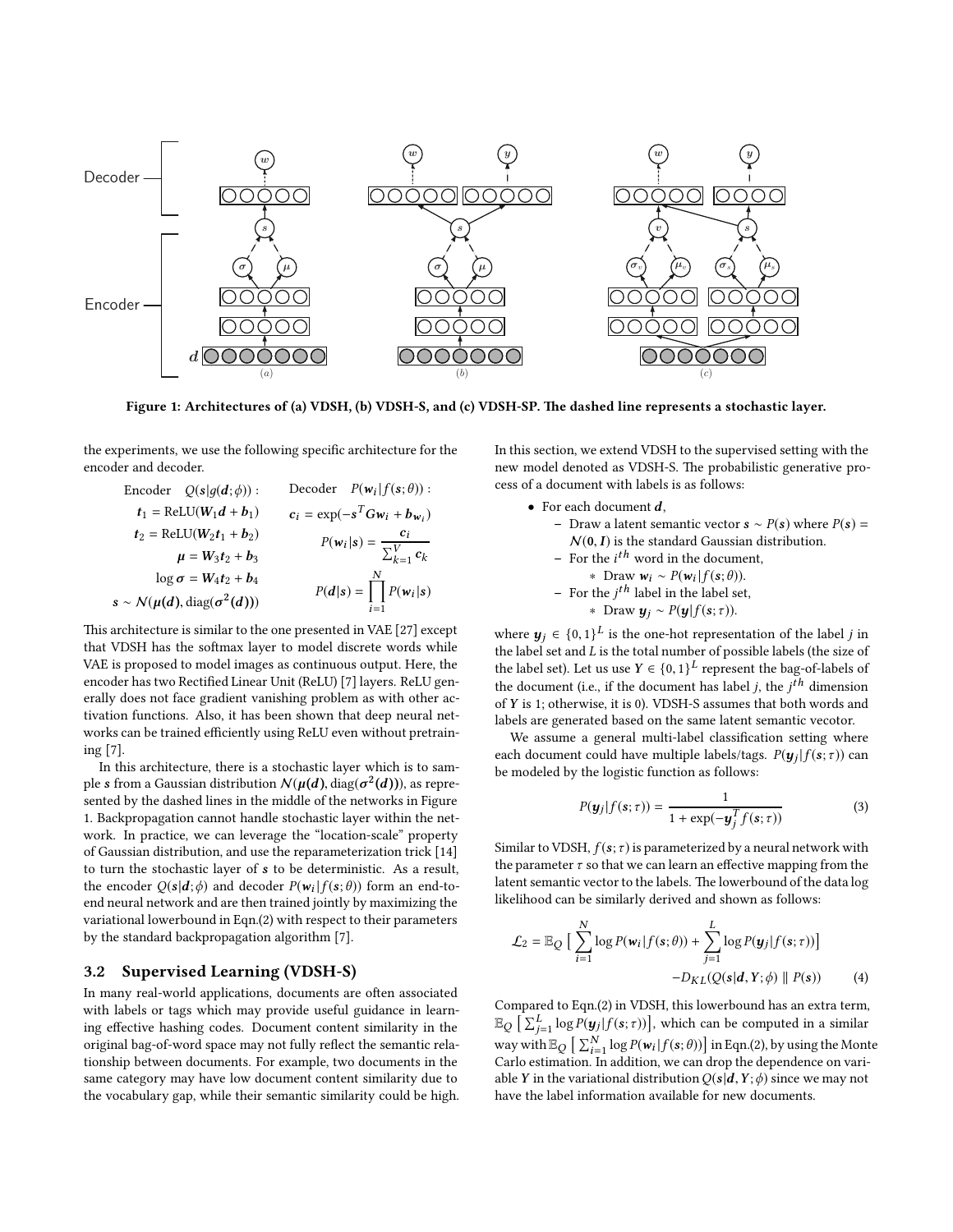Figure 1: Architectures of (a) VDSH, (b) VDSH-S, and (c) VDSH-SP. The dashed line represents a stochastic layer.

the experiments, we use the following specific architecture for the encoder and decoder.

$$
\begin{aligned}
&\text{Encoder} \quad Q(\boldsymbol{s}|g(\boldsymbol{d};\phi)): & &\text{Decoder} \quad P(\boldsymbol{w}_i|f(\boldsymbol{s};\theta)): \\
&\boldsymbol{t}_1 = \text{ReLU}(\boldsymbol{W}_1\boldsymbol{d} + \boldsymbol{b}_1) & &\boldsymbol{c}_i = \exp(-\boldsymbol{s}^T \boldsymbol{G}\boldsymbol{w}_i + \boldsymbol{b}_{\boldsymbol{w}_i}) \\
&\boldsymbol{t}_2 = \text{ReLU}(\boldsymbol{W}_2\boldsymbol{t}_1 + \boldsymbol{b}_2) & &P(\boldsymbol{w}_i|\boldsymbol{s}) = \frac{\boldsymbol{c}_i}{\sum_{k=1}^{V} \boldsymbol{c}_k} \\
&\boldsymbol{\mu} = \boldsymbol{W}_3\boldsymbol{t}_2 + \boldsymbol{b}_3 & & \\
&\log \boldsymbol{\sigma} = \boldsymbol{W}_4\boldsymbol{t}_2 + \boldsymbol{b}_4 & &P(\boldsymbol{d}|\boldsymbol{s}) = \prod_{i=1}^{N} P(\boldsymbol{w}_i|\boldsymbol{s}) \\
&\boldsymbol{s} \sim \mathcal{N}(\boldsymbol{\mu}(\boldsymbol{d}), \text{diag}(\boldsymbol{\sigma}^2(\boldsymbol{d}))) & &
\end{aligned}
$$

This architecture is similar to the one presented in VAE [27] except that VDSH has the softmax layer to model discrete words while VAE is proposed to model images as continuous output. Here, the encoder has two Rectified Linear Unit (ReLU) [7] layers. ReLU generally does not face gradient vanishing problem as with other activation functions. Also, it has been shown that deep neural networks can be trained efficiently using ReLU even without pretraining [7].

In this architecture, there is a stochastic layer which is to sample $\boldsymbol{s}$ from a Gaussian distribution $\mathcal{N}(\boldsymbol{\mu}(\boldsymbol{d}), \text{diag}(\boldsymbol{\sigma}^2(\boldsymbol{d})))$, as represented by the dashed lines in the middle of the networks in Figure 1. Backpropagation cannot handle stochastic layer within the network. In practice, we can leverage the "location-scale" property of Gaussian distribution, and use the reparameterization trick [14] to turn the stochastic layer of $\boldsymbol{s}$ to be deterministic. As a result, the encoder $Q(\boldsymbol{s}|\boldsymbol{d};\phi)$ and decoder $P(\boldsymbol{w}_i|f(\boldsymbol{s};\theta))$ form an end-to-end neural network and are then trained jointly by maximizing the variational lowerbound in Eqn.(2) with respect to their parameters by the standard backpropagation algorithm [7].

### 3.2 Supervised Learning (VDSH-S)

In many real-world applications, documents are often associated with labels or tags which may provide useful guidance in learning effective hashing codes. Document content similarity in the original bag-of-word space may not fully reflect the semantic relationship between documents. For example, two documents in the same category may have low document content similarity due to the vocabulary gap, while their semantic similarity could be high.

In this section, we extend VDSH to the supervised setting with the new model denoted as VDSH-S. The probabilistic generative process of a document with labels is as follows:

- For each document $\boldsymbol{d}$,
  - Draw a latent semantic vector $\boldsymbol{s} \sim P(\boldsymbol{s})$ where $P(\boldsymbol{s}) = \mathcal{N}(\boldsymbol{0}, \boldsymbol{I})$ is the standard Gaussian distribution.
  - For the $i^{th}$ word in the document,
    - Draw $\boldsymbol{w}_i \sim P(\boldsymbol{w}_i|f(\boldsymbol{s};\theta))$.
  - For the $j^{th}$ label in the label set,
    - Draw $\boldsymbol{y}_j \sim P(\boldsymbol{y}|f(\boldsymbol{s};\tau))$.

where $\boldsymbol{y}_j \in \{0,1\}^L$ is the one-hot representation of the label $j$ in the label set and $L$ is the total number of possible labels (the size of the label set). Let us use $\boldsymbol{Y} \in \{0,1\}^L$ represent the bag-of-labels of the document (i.e., if the document has label $j$, the $j^{th}$ dimension of $\boldsymbol{Y}$ is 1; otherwise, it is 0). VDSH-S assumes that both words and labels are generated based on the same latent semantic vecotor.

We assume a general multi-label classification setting where each document could have multiple labels/tags. $P(\boldsymbol{y}_j|f(\boldsymbol{s};\tau))$ can be modeled by the logistic function as follows:

$$
P(\boldsymbol{y}_j|f(\boldsymbol{s};\tau)) = \frac{1}{1 + \exp(-\boldsymbol{y}_j^T f(\boldsymbol{s};\tau))} \tag{3}
$$

Similar to VDSH, $f(\boldsymbol{s};\tau)$ is parameterized by a neural network with the parameter $\tau$ so that we can learn an effective mapping from the latent semantic vector to the labels. The lowerbound of the data log likelihood can be similarly derived and shown as follows:

$$
\begin{aligned}
\mathcal{L}_2 = \mathbb{E}_Q \Big[ \sum_{i=1}^{N} \log P(\boldsymbol{w}_i|f(\boldsymbol{s};\theta)) + \sum_{j=1}^{L} \log P(\boldsymbol{y}_j|f(\boldsymbol{s};\tau)) \Big] \\
- D_{KL}(Q(\boldsymbol{s}|\boldsymbol{d}, \boldsymbol{Y};\phi) \parallel P(\boldsymbol{s}))
\end{aligned} \tag{4}
$$

Compared to Eqn.(2) in VDSH, this lowerbound has an extra term, $\mathbb{E}_Q \big[ \sum_{j=1}^{L} \log P(\boldsymbol{y}_j|f(\boldsymbol{s};\tau)) \big]$, which can be computed in a similar way with $\mathbb{E}_Q \big[ \sum_{i=1}^{N} \log P(\boldsymbol{w}_i|f(\boldsymbol{s};\theta)) \big]$ in Eqn.(2), by using the Monte Carlo estimation. In addition, we can drop the dependence on variable $\boldsymbol{Y}$ in the variational distribution $Q(\boldsymbol{s}|\boldsymbol{d}, \boldsymbol{Y};\phi)$ since we may not have the label information available for new documents.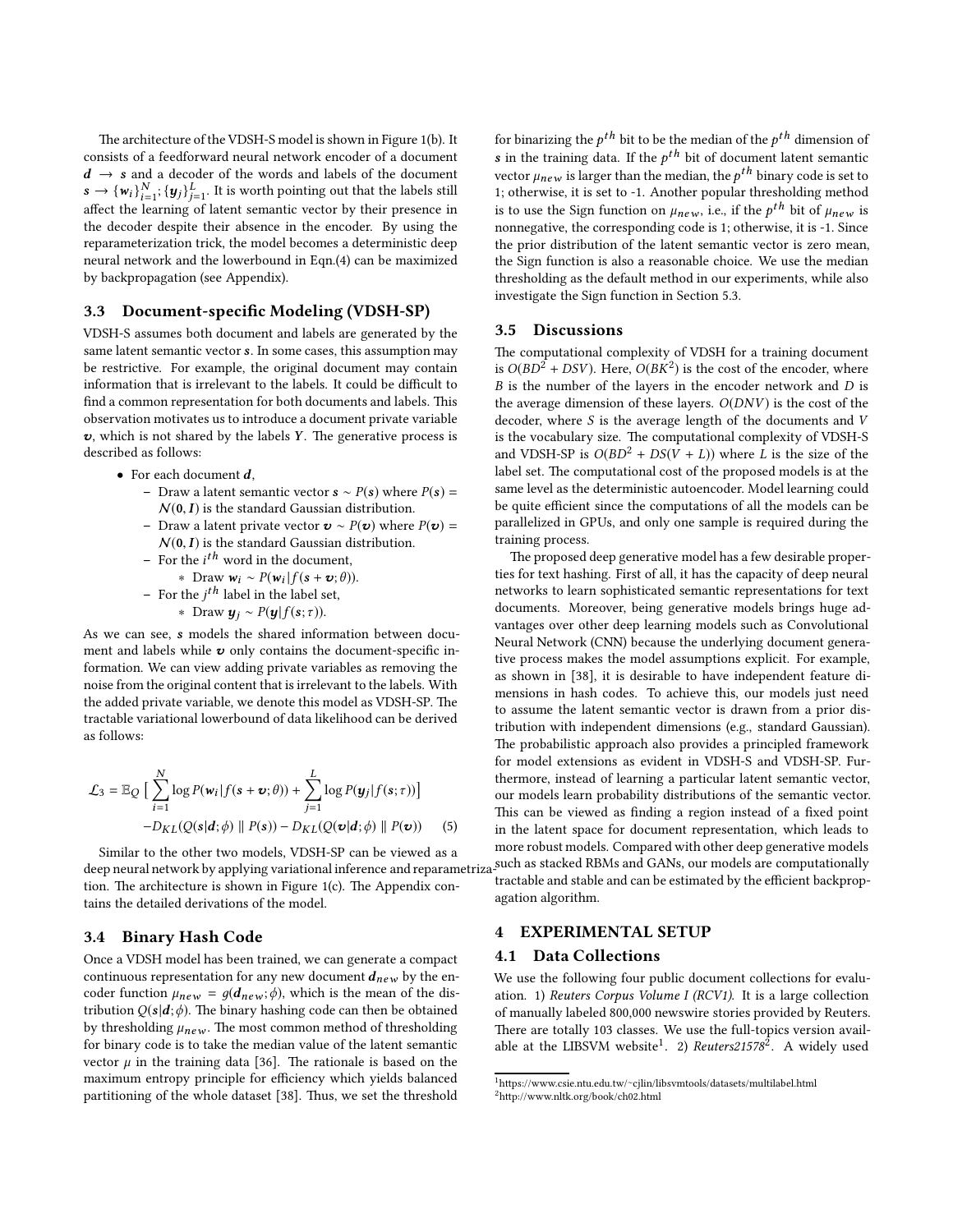The architecture of the VDSH-S model is shown in Figure 1(b). It consists of a feedforward neural network encoder of a document $\boldsymbol{d} \rightarrow \boldsymbol{s}$ and a decoder of the words and labels of the document $\boldsymbol{s} \rightarrow \{\boldsymbol{w}_i\}_{i=1}^N; \{\boldsymbol{y}_j\}_{j=1}^L$. It is worth pointing out that the labels still affect the learning of latent semantic vector by their presence in the decoder despite their absence in the encoder. By using the reparameterization trick, the model becomes a deterministic deep neural network and the lowerbound in Eqn.(4) can be maximized by backpropagation (see Appendix).

### 3.3 Document-specific Modeling (VDSH-SP)

VDSH-S assumes both document and labels are generated by the same latent semantic vector $\boldsymbol{s}$. In some cases, this assumption may be restrictive. For example, the original document may contain information that is irrelevant to the labels. It could be difficult to find a common representation for both documents and labels. This observation motivates us to introduce a document private variable $\boldsymbol{v}$, which is not shared by the labels $\boldsymbol{Y}$. The generative process is described as follows:

- For each document $\boldsymbol{d}$,
  - Draw a latent semantic vector $\boldsymbol{s} \sim P(\boldsymbol{s})$ where $P(\boldsymbol{s}) = \mathcal{N}(\boldsymbol{0}, \boldsymbol{I})$ is the standard Gaussian distribution.
  - Draw a latent private vector $\boldsymbol{v} \sim P(\boldsymbol{v})$ where $P(\boldsymbol{v}) = \mathcal{N}(\boldsymbol{0}, \boldsymbol{I})$ is the standard Gaussian distribution.
  - For the $i^{th}$ word in the document,
    - Draw $\boldsymbol{w}_i \sim P(\boldsymbol{w}_i | f(\boldsymbol{s} + \boldsymbol{v}; \theta))$.
  - For the $j^{th}$ label in the label set,
    - Draw $\boldsymbol{y}_j \sim P(\boldsymbol{y} | f(\boldsymbol{s}; \tau))$.

As we can see, $\boldsymbol{s}$ models the shared information between document and labels while $\boldsymbol{v}$ only contains the document-specific information. We can view adding private variables as removing the noise from the original content that is irrelevant to the labels. With the added private variable, we denote this model as VDSH-SP. The tractable variational lowerbound of data likelihood can be derived as follows:

$$
\mathcal{L}_3 = \mathbb{E}_Q \Big[ \sum_{i=1}^{N} \log P(\boldsymbol{w}_i | f(\boldsymbol{s} + \boldsymbol{v}; \theta)) + \sum_{j=1}^{L} \log P(\boldsymbol{y}_j | f(\boldsymbol{s}; \tau)) \Big] \\
- D_{KL}(Q(\boldsymbol{s}|\boldsymbol{d}; \phi) \parallel P(\boldsymbol{s})) - D_{KL}(Q(\boldsymbol{v}|\boldsymbol{d}; \phi) \parallel P(\boldsymbol{v})) \qquad (5)
$$

Similar to the other two models, VDSH-SP can be viewed as a deep neural network by applying variational inference and reparametrization. The architecture is shown in Figure 1(c). The Appendix contains the detailed derivations of the model.

### 3.4 Binary Hash Code

Once a VDSH model has been trained, we can generate a compact continuous representation for any new document $\boldsymbol{d}_{new}$ by the encoder function $\mu_{new} = g(\boldsymbol{d}_{new}; \phi)$, which is the mean of the distribution $Q(\boldsymbol{s}|\boldsymbol{d}; \phi)$. The binary hashing code can then be obtained by thresholding $\mu_{new}$. The most common method of thresholding for binary code is to take the median value of the latent semantic vector $\mu$ in the training data [36]. The rationale is based on the maximum entropy principle for efficiency which yields balanced partitioning of the whole dataset [38]. Thus, we set the threshold for binarizing the $p^{th}$ bit to be the median of the $p^{th}$ dimension of $\boldsymbol{s}$ in the training data. If the $p^{th}$ bit of document latent semantic vector $\mu_{new}$ is larger than the median, the $p^{th}$ binary code is set to 1; otherwise, it is set to -1. Another popular thresholding method is to use the Sign function on $\mu_{new}$, i.e., if the $p^{th}$ bit of $\mu_{new}$ is nonnegative, the corresponding code is 1; otherwise, it is -1. Since the prior distribution of the latent semantic vector is zero mean, the Sign function is also a reasonable choice. We use the median thresholding as the default method in our experiments, while also investigate the Sign function in Section 5.3.

### 3.5 Discussions

The computational complexity of VDSH for a training document is $O(BD^2 + DSV)$. Here, $O(BK^2)$ is the cost of the encoder, where $B$ is the number of the layers in the encoder network and $D$ is the average dimension of these layers. $O(DNV)$ is the cost of the decoder, where $S$ is the average length of the documents and $V$ is the vocabulary size. The computational complexity of VDSH-S and VDSH-SP is $O(BD^2 + DS(V + L))$ where $L$ is the size of the label set. The computational cost of the proposed models is at the same level as the deterministic autoencoder. Model learning could be quite efficient since the computations of all the models can be parallelized in GPUs, and only one sample is required during the training process.

The proposed deep generative model has a few desirable properties for text hashing. First of all, it has the capacity of deep neural networks to learn sophisticated semantic representations for text documents. Moreover, being generative models brings huge advantages over other deep learning models such as Convolutional Neural Network (CNN) because the underlying document generative process makes the model assumptions explicit. For example, as shown in [38], it is desirable to have independent feature dimensions in hash codes. To achieve this, our models just need to assume the latent semantic vector is drawn from a prior distribution with independent dimensions (e.g., standard Gaussian). The probabilistic approach also provides a principled framework for model extensions as evident in VDSH-S and VDSH-SP. Furthermore, instead of learning a particular latent semantic vector, our models learn probability distributions of the semantic vector. This can be viewed as finding a region instead of a fixed point in the latent space for document representation, which leads to more robust models. Compared with other deep generative models such as stacked RBMs and GANs, our models are computationally tractable and stable and can be estimated by the efficient backpropagation algorithm.

## 4 EXPERIMENTAL SETUP

### 4.1 Data Collections

We use the following four public document collections for evaluation. 1) *Reuters Corpus Volume I (RCV1)*. It is a large collection of manually labeled 800,000 newswire stories provided by Reuters. There are totally 103 classes. We use the full-topics version available at the LIBSVM website[1]. 2) *Reuters21578*[2]. A widely used

[1] https://www.csie.ntu.edu.tw/~cjlin/libsvmtools/datasets/multilabel.html

[2] http://www.nltk.org/book/ch02.html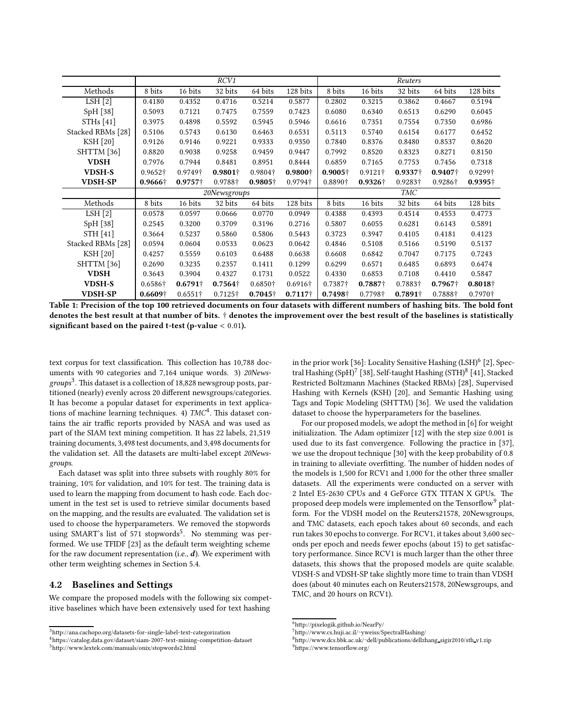| | *RCV1* | | | | | *Reuters* | | | | |
|---|---|---|---|---|---|---|---|---|---|---|
| Methods | 8 bits | 16 bits | 32 bits | 64 bits | 128 bits | 8 bits | 16 bits | 32 bits | 64 bits | 128 bits |
| LSH [2] | 0.4180 | 0.4352 | 0.4716 | 0.5214 | 0.5877 | 0.2802 | 0.3215 | 0.3862 | 0.4667 | 0.5194 |
| SpH [38] | 0.5093 | 0.7121 | 0.7475 | 0.7559 | 0.7423 | 0.6080 | 0.6340 | 0.6513 | 0.6290 | 0.6045 |
| STHs [41] | 0.3975 | 0.4898 | 0.5592 | 0.5945 | 0.5946 | 0.6616 | 0.7351 | 0.7554 | 0.7350 | 0.6986 |
| Stacked RBMs [28] | 0.5106 | 0.5743 | 0.6130 | 0.6463 | 0.6531 | 0.5113 | 0.5740 | 0.6154 | 0.6177 | 0.6452 |
| KSH [20] | 0.9126 | 0.9146 | 0.9221 | 0.9333 | 0.9350 | 0.7840 | 0.8376 | 0.8480 | 0.8537 | 0.8620 |
| SHTTM [36] | 0.8820 | 0.9038 | 0.9258 | 0.9459 | 0.9447 | 0.7992 | 0.8520 | 0.8323 | 0.8271 | 0.8150 |
| **VDSH** | 0.7976 | 0.7944 | 0.8481 | 0.8951 | 0.8444 | 0.6859 | 0.7165 | 0.7753 | 0.7456 | 0.7318 |
| **VDSH-S** | 0.9652† | 0.9749† | **0.9801**† | 0.9804† | **0.9800**† | **0.9005**† | 0.9121† | **0.9337**† | **0.9407**† | 0.9299† |
| **VDSH-SP** | **0.9666**† | **0.9757**† | 0.9788† | **0.9805**† | 0.9794† | 0.8890† | **0.9326**† | 0.9283† | 0.9286† | **0.9395**† |
| | *20Newsgroups* | | | | | *TMC* | | | | |
| Methods | 8 bits | 16 bits | 32 bits | 64 bits | 128 bits | 8 bits | 16 bits | 32 bits | 64 bits | 128 bits |
| LSH [2] | 0.0578 | 0.0597 | 0.0666 | 0.0770 | 0.0949 | 0.4388 | 0.4393 | 0.4514 | 0.4553 | 0.4773 |
| SpH [38] | 0.2545 | 0.3200 | 0.3709 | 0.3196 | 0.2716 | 0.5807 | 0.6055 | 0.6281 | 0.6143 | 0.5891 |
| STH [41] | 0.3664 | 0.5237 | 0.5860 | 0.5806 | 0.5443 | 0.3723 | 0.3947 | 0.4105 | 0.4181 | 0.4123 |
| Stacked RBMs [28] | 0.0594 | 0.0604 | 0.0533 | 0.0623 | 0.0642 | 0.4846 | 0.5108 | 0.5166 | 0.5190 | 0.5137 |
| KSH [20] | 0.4257 | 0.5559 | 0.6103 | 0.6488 | 0.6638 | 0.6608 | 0.6842 | 0.7047 | 0.7175 | 0.7243 |
| SHTTM [36] | 0.2690 | 0.3235 | 0.2357 | 0.1411 | 0.1299 | 0.6299 | 0.6571 | 0.6485 | 0.6893 | 0.6474 |
| **VDSH** | 0.3643 | 0.3904 | 0.4327 | 0.1731 | 0.0522 | 0.4330 | 0.6853 | 0.7108 | 0.4410 | 0.5847 |
| **VDSH-S** | 0.6586† | **0.6791**† | **0.7564**† | 0.6850† | 0.6916† | 0.7387† | **0.7887**† | 0.7883† | **0.7967**† | **0.8018**† |
| **VDSH-SP** | **0.6609**† | 0.6551† | 0.7125† | **0.7045**† | **0.7117**† | **0.7498**† | 0.7798† | **0.7891**† | 0.7888† | 0.7970† |

**Table 1: Precision of the top 100 retrieved documents on four datasets with different numbers of hashing bits. The bold font denotes the best result at that number of bits. † denotes the improvement over the best result of the baselines is statistically significant based on the paired t-test (p-value $< 0.01$).**

text corpus for text classification. This collection has 10,788 documents with 90 categories and 7,164 unique words. 3) *20Newsgroups*[3]. This dataset is a collection of 18,828 newsgroup posts, partitioned (nearly) evenly across 20 different newsgroups/categories. It has become a popular dataset for experiments in text applications of machine learning techniques. 4) *TMC*[4]. This dataset contains the air traffic reports provided by NASA and was used as part of the SIAM text mining competition. It has 22 labels, 21,519 training documents, 3,498 test documents, and 3,498 documents for the validation set. All the datasets are multi-label except *20Newsgroups*.

Each dataset was split into three subsets with roughly 80% for training, 10% for validation, and 10% for test. The training data is used to learn the mapping from document to hash code. Each document in the test set is used to retrieve similar documents based on the mapping, and the results are evaluated. The validation set is used to choose the hyperparameters. We removed the stopwords using SMART's list of 571 stopwords[5]. No stemming was performed. We use TFIDF [23] as the default term weighting scheme for the raw document representation (i.e., $\boldsymbol{d}$). We experiment with other term weighting schemes in Section 5.4.

## 4.2 Baselines and Settings

We compare the proposed models with the following six competitive baselines which have been extensively used for text hashing in the prior work [36]: Locality Sensitive Hashing (LSH)[6] [2], Spectral Hashing (SpH)[7] [38], Self-taught Hashing (STH)[8] [41], Stacked Restricted Boltzmann Machines (Stacked RBMs) [28], Supervised Hashing with Kernels (KSH) [20], and Semantic Hashing using Tags and Topic Modeling (SHTTM) [36]. We used the validation dataset to choose the hyperparameters for the baselines.

For our proposed models, we adopt the method in [6] for weight initialization. The Adam optimizer [12] with the step size 0.001 is used due to its fast convergence. Following the practice in [37], we use the dropout technique [30] with the keep probability of 0.8 in training to alleviate overfitting. The number of hidden nodes of the models is 1,500 for RCV1 and 1,000 for the other three smaller datasets. All the experiments were conducted on a server with 2 Intel E5-2630 CPUs and 4 GeForce GTX TITAN X GPUs. The proposed deep models were implemented on the Tensorflow[9] platform. For the VDSH model on the Reuters21578, 20Newsgroups, and TMC datasets, each epoch takes about 60 seconds, and each run takes 30 epochs to converge. For RCV1, it takes about 3,600 seconds per epoch and needs fewer epochs (about 15) to get satisfactory performance. Since RCV1 is much larger than the other three datasets, this shows that the proposed models are quite scalable. VDSH-S and VDSH-SP take slightly more time to train than VDSH does (about 40 minutes each on Reuters21578, 20Newsgroups, and TMC, and 20 hours on RCV1).

[3] http://ana.cachopo.org/datasets-for-single-label-text-categorization
[4] https://catalog.data.gov/dataset/siam-2007-text-mining-competition-dataset
[5] http://www.lextek.com/manuals/onix/stopwords2.html
[6] http://pixelogik.github.io/NearPy/
[7] http://www.cs.huji.ac.il/~yweiss/SpectralHashing/
[8] http://www.dcs.bbk.ac.uk/~dell/publications/dellzhang_sigir2010/sth_v1.zip
[9] https://www.tensorflow.org/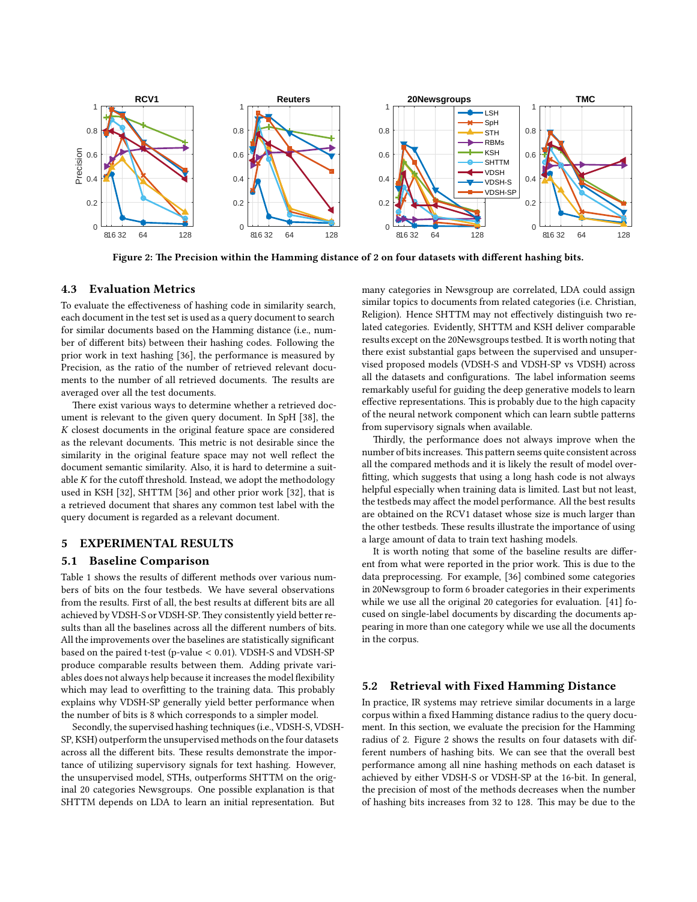RCV1

1
0.8
0.6
0.4
0.2
0

Precision

8 16 32 64 128

Reuters

1
0.8
0.6
0.4
0.2
0

8 16 32 64 128

20Newsgroups

1
0.8
0.6
0.4
0.2
0

8 16 32 64 128

LSH
SpH
STH
RBMs
KSH
SHTTM
VDSH
VDSH-S
VDSH-SP

TMC

1
0.8
0.6
0.4
0.2
0

8 16 32 64 128

**Figure 2: The Precision within the Hamming distance of 2 on four datasets with different hashing bits.**

### 4.3 Evaluation Metrics

To evaluate the effectiveness of hashing code in similarity search, each document in the test set is used as a query document to search for similar documents based on the Hamming distance (i.e., number of different bits) between their hashing codes. Following the prior work in text hashing [36], the performance is measured by Precision, as the ratio of the number of retrieved relevant documents to the number of all retrieved documents. The results are averaged over all the test documents.

There exist various ways to determine whether a retrieved document is relevant to the given query document. In SpH [38], the $K$ closest documents in the original feature space are considered as the relevant documents. This metric is not desirable since the similarity in the original feature space may not well reflect the document semantic similarity. Also, it is hard to determine a suitable $K$ for the cutoff threshold. Instead, we adopt the methodology used in KSH [32], SHTTM [36] and other prior work [32], that is a retrieved document that shares any common test label with the query document is regarded as a relevant document.

## 5 EXPERIMENTAL RESULTS

### 5.1 Baseline Comparison

Table 1 shows the results of different methods over various numbers of bits on the four testbeds. We have several observations from the results. First of all, the best results at different bits are all achieved by VDSH-S or VDSH-SP. They consistently yield better results than all the baselines across all the different numbers of bits. All the improvements over the baselines are statistically significant based on the paired t-test (p-value $< 0.01$). VDSH-S and VDSH-SP produce comparable results between them. Adding private variables does not always help because it increases the model flexibility which may lead to overfitting to the training data. This probably explains why VDSH-SP generally yield better performance when the number of bits is 8 which corresponds to a simpler model.

Secondly, the supervised hashing techniques (i.e., VDSH-S, VDSH-SP, KSH) outperform the unsupervised methods on the four datasets across all the different bits. These results demonstrate the importance of utilizing supervisory signals for text hashing. However, the unsupervised model, STHs, outperforms SHTTM on the original 20 categories Newsgroups. One possible explanation is that SHTTM depends on LDA to learn an initial representation. But many categories in Newsgroup are correlated, LDA could assign similar topics to documents from related categories (i.e. Christian, Religion). Hence SHTTM may not effectively distinguish two related categories. Evidently, SHTTM and KSH deliver comparable results except on the 20Newsgroups testbed. It is worth noting that there exist substantial gaps between the supervised and unsupervised proposed models (VDSH-S and VDSH-SP vs VDSH) across all the datasets and configurations. The label information seems remarkably useful for guiding the deep generative models to learn effective representations. This is probably due to the high capacity of the neural network component which can learn subtle patterns from supervisory signals when available.

Thirdly, the performance does not always improve when the number of bits increases. This pattern seems quite consistent across all the compared methods and it is likely the result of model overfitting, which suggests that using a long hash code is not always helpful especially when training data is limited. Last but not least, the testbeds may affect the model performance. All the best results are obtained on the RCV1 dataset whose size is much larger than the other testbeds. These results illustrate the importance of using a large amount of data to train text hashing models.

It is worth noting that some of the baseline results are different from what were reported in the prior work. This is due to the data preprocessing. For example, [36] combined some categories in 20Newsgroup to form 6 broader categories in their experiments while we use all the original 20 categories for evaluation. [41] focused on single-label documents by discarding the documents appearing in more than one category while we use all the documents in the corpus.

### 5.2 Retrieval with Fixed Hamming Distance

In practice, IR systems may retrieve similar documents in a large corpus within a fixed Hamming distance radius to the query document. In this section, we evaluate the precision for the Hamming radius of 2. Figure 2 shows the results on four datasets with different numbers of hashing bits. We can see that the overall best performance among all nine hashing methods on each dataset is achieved by either VDSH-S or VDSH-SP at the 16-bit. In general, the precision of most of the methods decreases when the number of hashing bits increases from 32 to 128. This may be due to the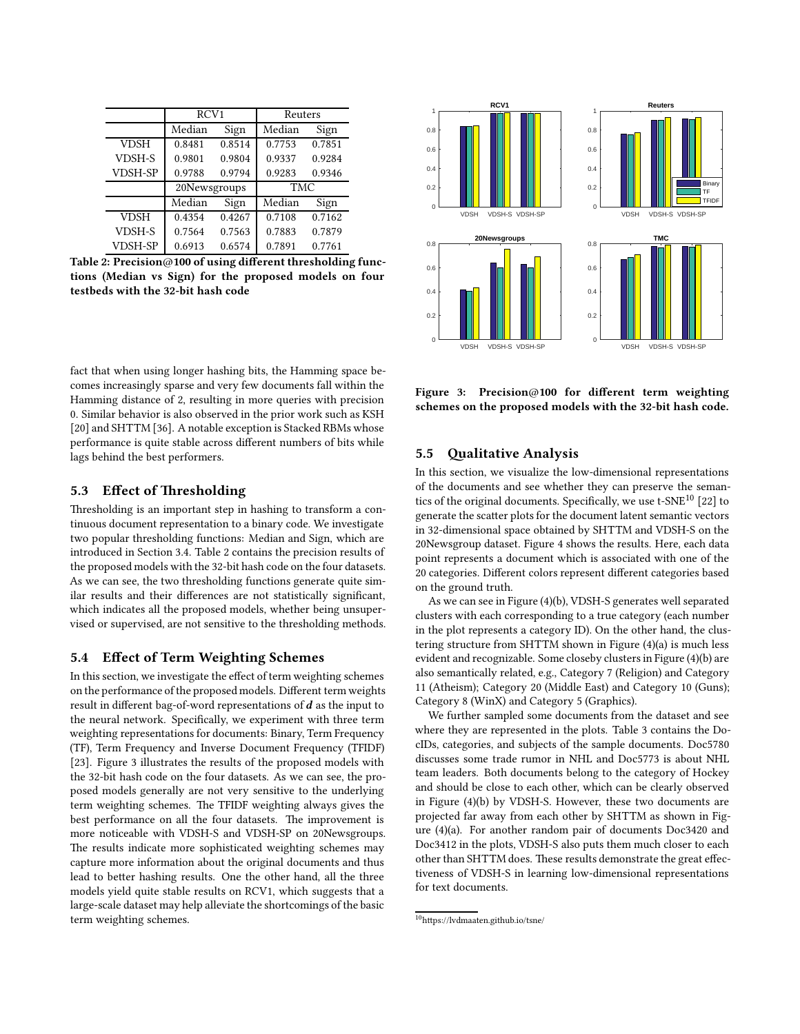|  | RCV1 |  | Reuters |  |
|---|---|---|---|---|
|  | Median | Sign | Median | Sign |
| VDSH | 0.8481 | 0.8514 | 0.7753 | 0.7851 |
| VDSH-S | 0.9801 | 0.9804 | 0.9337 | 0.9284 |
| VDSH-SP | 0.9788 | 0.9794 | 0.9283 | 0.9346 |
|  | 20Newsgroups |  | TMC |  |
|  | Median | Sign | Median | Sign |
| VDSH | 0.4354 | 0.4267 | 0.7108 | 0.7162 |
| VDSH-S | 0.7564 | 0.7563 | 0.7883 | 0.7879 |
| VDSH-SP | 0.6913 | 0.6574 | 0.7891 | 0.7761 |

**Table 2: Precision@100 of using different thresholding functions (Median vs Sign) for the proposed models on four testbeds with the 32-bit hash code**

fact that when using longer hashing bits, the Hamming space becomes increasingly sparse and very few documents fall within the Hamming distance of 2, resulting in more queries with precision 0. Similar behavior is also observed in the prior work such as KSH [20] and SHTTM [36]. A notable exception is Stacked RBMs whose performance is quite stable across different numbers of bits while lags behind the best performers.

## 5.3 Effect of Thresholding

Thresholding is an important step in hashing to transform a continuous document representation to a binary code. We investigate two popular thresholding functions: Median and Sign, which are introduced in Section 3.4. Table 2 contains the precision results of the proposed models with the 32-bit hash code on the four datasets. As we can see, the two thresholding functions generate quite similar results and their differences are not statistically significant, which indicates all the proposed models, whether being unsupervised or supervised, are not sensitive to the thresholding methods.

## 5.4 Effect of Term Weighting Schemes

In this section, we investigate the effect of term weighting schemes on the performance of the proposed models. Different term weights result in different bag-of-word representations of $\boldsymbol{d}$ as the input to the neural network. Specifically, we experiment with three term weighting representations for documents: Binary, Term Frequency (TF), Term Frequency and Inverse Document Frequency (TFIDF) [23]. Figure 3 illustrates the results of the proposed models with the 32-bit hash code on the four datasets. As we can see, the proposed models generally are not very sensitive to the underlying term weighting schemes. The TFIDF weighting always gives the best performance on all the four datasets. The improvement is more noticeable with VDSH-S and VDSH-SP on 20Newsgroups. The results indicate more sophisticated weighting schemes may capture more information about the original documents and thus lead to better hashing results. One the other hand, all the three models yield quite stable results on RCV1, which suggests that a large-scale dataset may help alleviate the shortcomings of the basic term weighting schemes.

**Figure 3: Precision@100 for different term weighting schemes on the proposed models with the 32-bit hash code.**

## 5.5 Qualitative Analysis

In this section, we visualize the low-dimensional representations of the documents and see whether they can preserve the semantics of the original documents. Specifically, we use t-SNE[10] [22] to generate the scatter plots for the document latent semantic vectors in 32-dimensional space obtained by SHTTM and VDSH-S on the 20Newsgroup dataset. Figure 4 shows the results. Here, each data point represents a document which is associated with one of the 20 categories. Different colors represent different categories based on the ground truth.

As we can see in Figure (4)(b), VDSH-S generates well separated clusters with each corresponding to a true category (each number in the plot represents a category ID). On the other hand, the clustering structure from SHTTM shown in Figure (4)(a) is much less evident and recognizable. Some closeby clusters in Figure (4)(b) are also semantically related, e.g., Category 7 (Religion) and Category 11 (Atheism); Category 20 (Middle East) and Category 10 (Guns); Category 8 (WinX) and Category 5 (Graphics).

We further sampled some documents from the dataset and see where they are represented in the plots. Table 3 contains the DocIDs, categories, and subjects of the sample documents. Doc5780 discusses some trade rumor in NHL and Doc5773 is about NHL team leaders. Both documents belong to the category of Hockey and should be close to each other, which can be clearly observed in Figure (4)(b) by VDSH-S. However, these two documents are projected far away from each other by SHTTM as shown in Figure (4)(a). For another random pair of documents Doc3420 and Doc3412 in the plots, VDSH-S also puts them much closer to each other than SHTTM does. These results demonstrate the great effectiveness of VDSH-S in learning low-dimensional representations for text documents.

[10] https://lvdmaaten.github.io/tsne/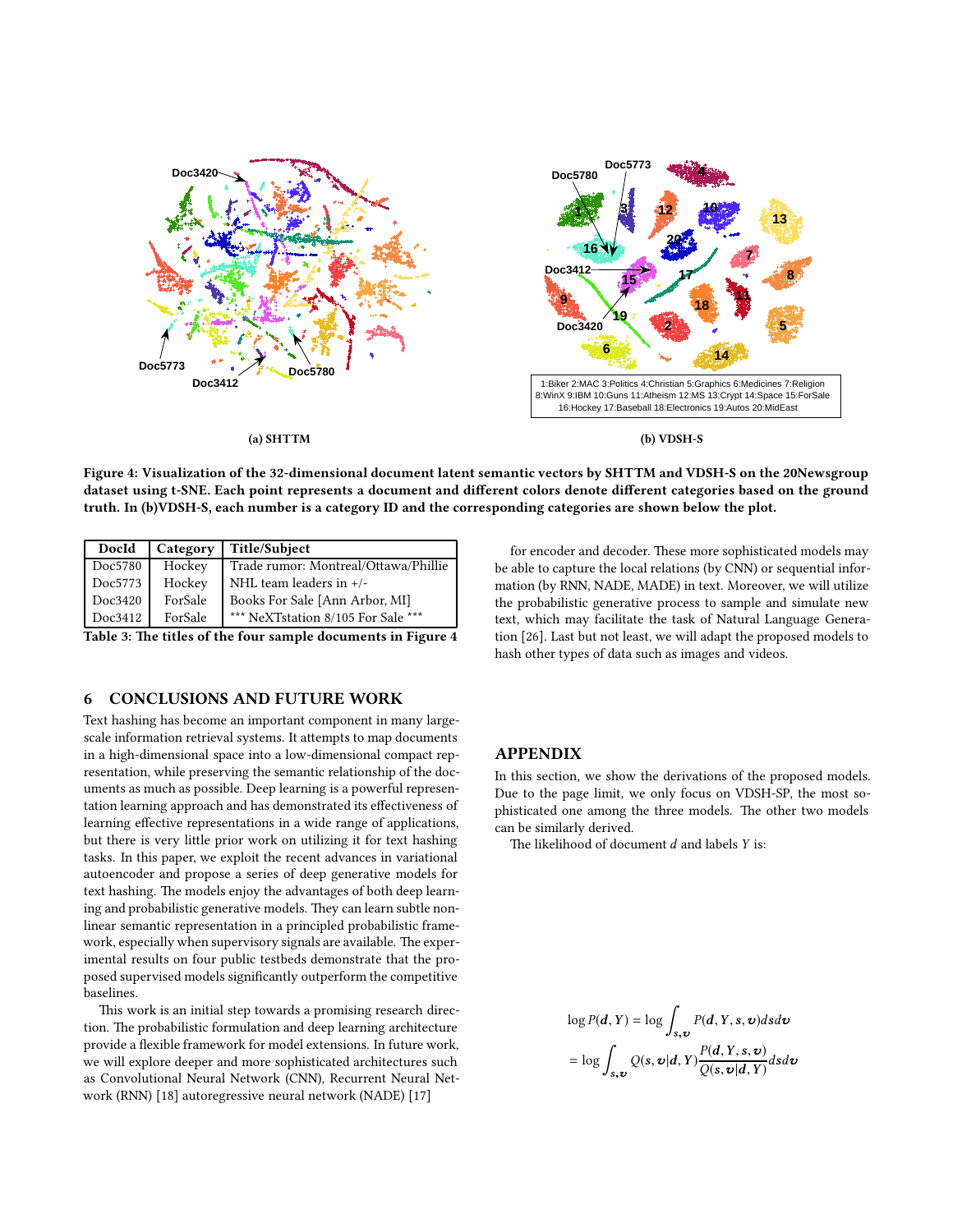**(a) SHTTM**

**(b) VDSH-S**

1:Biker 2:MAC 3:Politics 4:Christian 5:Graphics 6:Medicines 7:Religion 8:WinX 9:IBM 10:Guns 11:Atheism 12:MS 13:Crypt 14:Space 15:ForSale 16:Hockey 17:Baseball 18:Electronics 19:Autos 20:MidEast

**Figure 4: Visualization of the 32-dimensional document latent semantic vectors by SHTTM and VDSH-S on the 20Newsgroup dataset using t-SNE. Each point represents a document and different colors denote different categories based on the ground truth. In (b)VDSH-S, each number is a category ID and the corresponding categories are shown below the plot.**

| DocId | Category | Title/Subject |
|---|---|---|
| Doc5780 | Hockey | Trade rumor: Montreal/Ottawa/Phillie |
| Doc5773 | Hockey | NHL team leaders in +/- |
| Doc3420 | ForSale | Books For Sale [Ann Arbor, MI] |
| Doc3412 | ForSale | *** NeXTstation 8/105 For Sale *** |

**Table 3: The titles of the four sample documents in Figure 4**

## 6 CONCLUSIONS AND FUTURE WORK

Text hashing has become an important component in many large-scale information retrieval systems. It attempts to map documents in a high-dimensional space into a low-dimensional compact representation, while preserving the semantic relationship of the documents as much as possible. Deep learning is a powerful representation learning approach and has demonstrated its effectiveness of learning effective representations in a wide range of applications, but there is very little prior work on utilizing it for text hashing tasks. In this paper, we exploit the recent advances in variational autoencoder and propose a series of deep generative models for text hashing. The models enjoy the advantages of both deep learning and probabilistic generative models. They can learn subtle nonlinear semantic representation in a principled probabilistic framework, especially when supervisory signals are available. The experimental results on four public testbeds demonstrate that the proposed supervised models significantly outperform the competitive baselines.

This work is an initial step towards a promising research direction. The probabilistic formulation and deep learning architecture provide a flexible framework for model extensions. In future work, we will explore deeper and more sophisticated architectures such as Convolutional Neural Network (CNN), Recurrent Neural Network (RNN) [18] autoregressive neural network (NADE) [17] for encoder and decoder. These more sophisticated models may be able to capture the local relations (by CNN) or sequential information (by RNN, NADE, MADE) in text. Moreover, we will utilize the probabilistic generative process to sample and simulate new text, which may facilitate the task of Natural Language Generation [26]. Last but not least, we will adapt the proposed models to hash other types of data such as images and videos.

## APPENDIX

In this section, we show the derivations of the proposed models. Due to the page limit, we only focus on VDSH-SP, the most sophisticated one among the three models. The other two models can be similarly derived.

The likelihood of document $d$ and labels $Y$ is:

$$\log P(\boldsymbol{d}, Y) = \log \int_{s,\boldsymbol{v}} P(\boldsymbol{d}, Y, s, \boldsymbol{v}) ds d\boldsymbol{v}$$

$$= \log \int_{s,\boldsymbol{v}} Q(s, \boldsymbol{v}|\boldsymbol{d}, Y) \frac{P(\boldsymbol{d}, Y, s, \boldsymbol{v})}{Q(s, \boldsymbol{v}|\boldsymbol{d}, Y)} ds d\boldsymbol{v}$$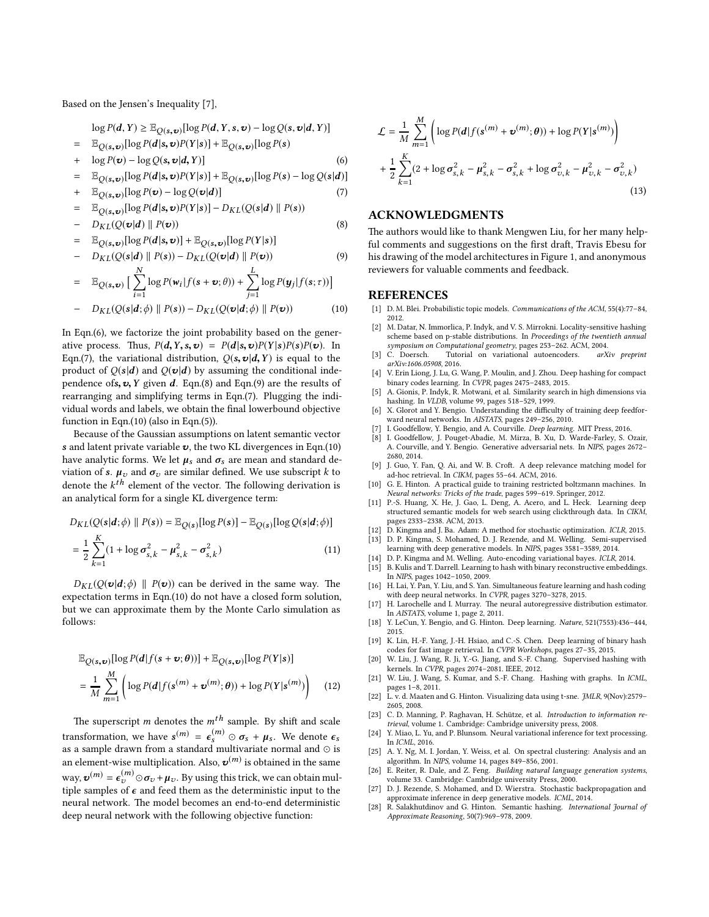Based on the Jensen's Inequality [7],

$$
\begin{aligned}
& \log P(\boldsymbol{d}, Y) \geq \mathbb{E}_{Q(\boldsymbol{s},\boldsymbol{v})}[\log P(\boldsymbol{d}, Y, \boldsymbol{s}, \boldsymbol{v}) - \log Q(\boldsymbol{s}, \boldsymbol{v}|\boldsymbol{d}, Y)] \\
= \;& \mathbb{E}_{Q(\boldsymbol{s},\boldsymbol{v})}[\log P(\boldsymbol{d}|\boldsymbol{s},\boldsymbol{v})P(Y|\boldsymbol{s})] + \mathbb{E}_{Q(\boldsymbol{s},\boldsymbol{v})}[\log P(\boldsymbol{s}) \\
+ \;& \log P(\boldsymbol{v}) - \log Q(\boldsymbol{s},\boldsymbol{v}|\boldsymbol{d}, Y)] \qquad (6) \\
= \;& \mathbb{E}_{Q(\boldsymbol{s},\boldsymbol{v})}[\log P(\boldsymbol{d}|\boldsymbol{s},\boldsymbol{v})P(Y|\boldsymbol{s})] + \mathbb{E}_{Q(\boldsymbol{s},\boldsymbol{v})}[\log P(\boldsymbol{s}) - \log Q(\boldsymbol{s}|\boldsymbol{d})] \\
+ \;& \mathbb{E}_{Q(\boldsymbol{s},\boldsymbol{v})}[\log P(\boldsymbol{v}) - \log Q(\boldsymbol{v}|\boldsymbol{d})] \qquad (7) \\
= \;& \mathbb{E}_{Q(\boldsymbol{s},\boldsymbol{v})}[\log P(\boldsymbol{d}|\boldsymbol{s},\boldsymbol{v})P(Y|\boldsymbol{s})] - D_{KL}(Q(\boldsymbol{s}|\boldsymbol{d}) \parallel P(\boldsymbol{s})) \\
- \;& D_{KL}(Q(\boldsymbol{v}|\boldsymbol{d}) \parallel P(\boldsymbol{v})) \qquad (8) \\
= \;& \mathbb{E}_{Q(\boldsymbol{s},\boldsymbol{v})}[\log P(\boldsymbol{d}|\boldsymbol{s},\boldsymbol{v})] + \mathbb{E}_{Q(\boldsymbol{s},\boldsymbol{v})}[\log P(Y|\boldsymbol{s})] \\
- \;& D_{KL}(Q(\boldsymbol{s}|\boldsymbol{d}) \parallel P(\boldsymbol{s})) - D_{KL}(Q(\boldsymbol{v}|\boldsymbol{d}) \parallel P(\boldsymbol{v})) \qquad (9) \\
= \;& \mathbb{E}_{Q(\boldsymbol{s},\boldsymbol{v})}\Big[\sum_{i=1}^{N} \log P(\boldsymbol{w}_i|f(\boldsymbol{s}+\boldsymbol{v};\theta)) + \sum_{j=1}^{L} \log P(\boldsymbol{y}_j|f(\boldsymbol{s};\tau))\Big] \\
- \;& D_{KL}(Q(\boldsymbol{s}|\boldsymbol{d};\phi) \parallel P(\boldsymbol{s})) - D_{KL}(Q(\boldsymbol{v}|\boldsymbol{d};\phi) \parallel P(\boldsymbol{v})) \qquad (10)
\end{aligned}
$$

In Eqn.(6), we factorize the joint probability based on the generative process. Thus, $P(\boldsymbol{d}, Y, \boldsymbol{s}, \boldsymbol{v}) = P(\boldsymbol{d}|\boldsymbol{s}, \boldsymbol{v})P(Y|\boldsymbol{s})P(\boldsymbol{s})P(\boldsymbol{v})$. In Eqn.(7), the variational distribution, $Q(\boldsymbol{s}, \boldsymbol{v}|\boldsymbol{d}, Y)$ is equal to the product of $Q(\boldsymbol{s}|\boldsymbol{d})$ and $Q(\boldsymbol{v}|\boldsymbol{d})$ by assuming the conditional independence of$\boldsymbol{s}, \boldsymbol{v}, Y$ given $\boldsymbol{d}$. Eqn.(8) and Eqn.(9) are the results of rearranging and simplifying terms in Eqn.(7). Plugging the individual words and labels, we obtain the final lowerbound objective function in Eqn.(10) (also in Eqn.(5)).

Because of the Gaussian assumptions on latent semantic vector $\boldsymbol{s}$ and latent private variable $\boldsymbol{v}$, the two KL divergences in Eqn.(10) have analytic forms. We let $\boldsymbol{\mu}_s$ and $\boldsymbol{\sigma}_s$ are mean and standard deviation of $\boldsymbol{s}$. $\boldsymbol{\mu}_v$ and $\boldsymbol{\sigma}_v$ are similar defined. We use subscript $k$ to denote the $k^{th}$ element of the vector. The following derivation is an analytical form for a single KL divergence term:

$$
\begin{aligned}
& D_{KL}(Q(\boldsymbol{s}|\boldsymbol{d};\phi) \parallel P(\boldsymbol{s})) = \mathbb{E}_{Q(\boldsymbol{s})}[\log P(\boldsymbol{s})] - \mathbb{E}_{Q(\boldsymbol{s})}[\log Q(\boldsymbol{s}|\boldsymbol{d};\phi)] \\
& = \frac{1}{2}\sum_{k=1}^{K}(1 + \log \boldsymbol{\sigma}_{s,k}^2 - \boldsymbol{\mu}_{s,k}^2 - \boldsymbol{\sigma}_{s,k}^2) \qquad (11)
\end{aligned}
$$

$D_{KL}(Q(\boldsymbol{v}|\boldsymbol{d};\phi) \parallel P(\boldsymbol{v}))$ can be derived in the same way. The expectation terms in Eqn.(10) do not have a closed form solution, but we can approximate them by the Monte Carlo simulation as follows:

$$
\begin{aligned}
& \mathbb{E}_{Q(\boldsymbol{s},\boldsymbol{v})}[\log P(\boldsymbol{d}|f(\boldsymbol{s}+\boldsymbol{v};\boldsymbol{\theta}))] + \mathbb{E}_{Q(\boldsymbol{s},\boldsymbol{v})}[\log P(Y|\boldsymbol{s})] \\
& = \frac{1}{M}\sum_{m=1}^{M}\left(\log P(\boldsymbol{d}|f(\boldsymbol{s}^{(m)}+\boldsymbol{v}^{(m)};\boldsymbol{\theta})) + \log P(Y|\boldsymbol{s}^{(m)})\right) \qquad (12)
\end{aligned}
$$

The superscript $m$ denotes the $m^{th}$ sample. By shift and scale transformation, we have $\boldsymbol{s}^{(m)} = \boldsymbol{\epsilon}_s^{(m)} \odot \boldsymbol{\sigma}_s + \boldsymbol{\mu}_s$. We denote $\boldsymbol{\epsilon}_s$ as a sample drawn from a standard multivariate normal and $\odot$ is an element-wise multiplication. Also, $\boldsymbol{v}^{(m)}$ is obtained in the same way, $\boldsymbol{v}^{(m)} = \boldsymbol{\epsilon}_v^{(m)} \odot \boldsymbol{\sigma}_v + \boldsymbol{\mu}_v$. By using this trick, we can obtain multiple samples of $\boldsymbol{\epsilon}$ and feed them as the deterministic input to the neural network. The model becomes an end-to-end deterministic deep neural network with the following objective function:

$$
\begin{aligned}
\mathcal{L} = & \frac{1}{M}\sum_{m=1}^{M}\left(\log P(\boldsymbol{d}|f(\boldsymbol{s}^{(m)}+\boldsymbol{v}^{(m)};\boldsymbol{\theta})) + \log P(Y|\boldsymbol{s}^{(m)})\right) \\
& + \frac{1}{2}\sum_{k=1}^{K}(2 + \log \boldsymbol{\sigma}_{s,k}^2 - \boldsymbol{\mu}_{s,k}^2 - \boldsymbol{\sigma}_{s,k}^2 + \log \boldsymbol{\sigma}_{v,k}^2 - \boldsymbol{\mu}_{v,k}^2 - \boldsymbol{\sigma}_{v,k}^2) \qquad (13)
\end{aligned}
$$

## ACKNOWLEDGMENTS

The authors would like to thank Mengwen Liu, for her many helpful comments and suggestions on the first draft, Travis Ebesu for his drawing of the model architectures in Figure 1, and anonymous reviewers for valuable comments and feedback.

## REFERENCES

- [1] D. M. Blei. Probabilistic topic models. *Communications of the ACM*, 55(4):77–84, 2012.
- [2] M. Datar, N. Immorlica, P. Indyk, and V. S. Mirrokni. Locality-sensitive hashing scheme based on p-stable distributions. In *Proceedings of the twentieth annual symposium on Computational geometry*, pages 253–262. ACM, 2004.
- [3] C. Doersch. Tutorial on variational autoencoders. *arXiv preprint arXiv:1606.05908*, 2016.
- [4] V. Erin Liong, J. Lu, G. Wang, P. Moulin, and J. Zhou. Deep hashing for compact binary codes learning. In *CVPR*, pages 2475–2483, 2015.
- [5] A. Gionis, P. Indyk, R. Motwani, et al. Similarity search in high dimensions via hashing. In *VLDB*, volume 99, pages 518–529, 1999.
- [6] X. Glorot and Y. Bengio. Understanding the difficulty of training deep feedforward neural networks. In *AISTATS*, pages 249–256, 2010.
- [7] I. Goodfellow, Y. Bengio, and A. Courville. *Deep learning*. MIT Press, 2016.
- [8] I. Goodfellow, J. Pouget-Abadie, M. Mirza, B. Xu, D. Warde-Farley, S. Ozair, A. Courville, and Y. Bengio. Generative adversarial nets. In *NIPS*, pages 2672–2680, 2014.
- [9] J. Guo, Y. Fan, Q. Ai, and W. B. Croft. A deep relevance matching model for ad-hoc retrieval. In *CIKM*, pages 55–64. ACM, 2016.
- [10] G. E. Hinton. A practical guide to training restricted boltzmann machines. In *Neural networks: Tricks of the trade*, pages 599–619. Springer, 2012.
- [11] P.-S. Huang, X. He, J. Gao, L. Deng, A. Acero, and L. Heck. Learning deep structured semantic models for web search using clickthrough data. In *CIKM*, pages 2333–2338. ACM, 2013.
- [12] D. Kingma and J. Ba. Adam: A method for stochastic optimization. *ICLR*, 2015.
- [13] D. P. Kingma, S. Mohamed, D. J. Rezende, and M. Welling. Semi-supervised learning with deep generative models. In *NIPS*, pages 3581–3589, 2014.
- [14] D. P. Kingma and M. Welling. Auto-encoding variational bayes. *ICLR*, 2014.
- [15] B. Kulis and T. Darrell. Learning to hash with binary reconstructive embeddings. In *NIPS*, pages 1042–1050, 2009.
- [16] H. Lai, Y. Pan, Y. Liu, and S. Yan. Simultaneous feature learning and hash coding with deep neural networks. In *CVPR*, pages 3270–3278, 2015.
- [17] H. Larochelle and I. Murray. The neural autoregressive distribution estimator. In *AISTATS*, volume 1, page 2, 2011.
- [18] Y. LeCun, Y. Bengio, and G. Hinton. Deep learning. *Nature*, 521(7553):436–444, 2015.
- [19] K. Lin, H.-F. Yang, J.-H. Hsiao, and C.-S. Chen. Deep learning of binary hash codes for fast image retrieval. In *CVPR Workshops*, pages 27–35, 2015.
- [20] W. Liu, J. Wang, R. Ji, Y.-G. Jiang, and S.-F. Chang. Supervised hashing with kernels. In *CVPR*, pages 2074–2081. IEEE, 2012.
- [21] W. Liu, J. Wang, S. Kumar, and S.-F. Chang. Hashing with graphs. In *ICML*, pages 1–8, 2011.
- [22] L. v. d. Maaten and G. Hinton. Visualizing data using t-sne. *JMLR*, 9(Nov):2579–2605, 2008.
- [23] C. D. Manning, P. Raghavan, H. Schütze, et al. *Introduction to information retrieval*, volume 1. Cambridge: Cambridge university press, 2008.
- [24] Y. Miao, L. Yu, and P. Blunsom. Neural variational inference for text processing. In *ICML*, 2016.
- [25] A. Y. Ng, M. I. Jordan, Y. Weiss, et al. On spectral clustering: Analysis and an algorithm. In *NIPS*, volume 14, pages 849–856, 2001.
- [26] E. Reiter, R. Dale, and Z. Feng. *Building natural language generation systems*, volume 33. Cambridge: Cambridge university Press, 2000.
- [27] D. J. Rezende, S. Mohamed, and D. Wierstra. Stochastic backpropagation and approximate inference in deep generative models. *ICML*, 2014.
- [28] R. Salakhutdinov and G. Hinton. Semantic hashing. *International Journal of Approximate Reasoning*, 50(7):969–978, 2009.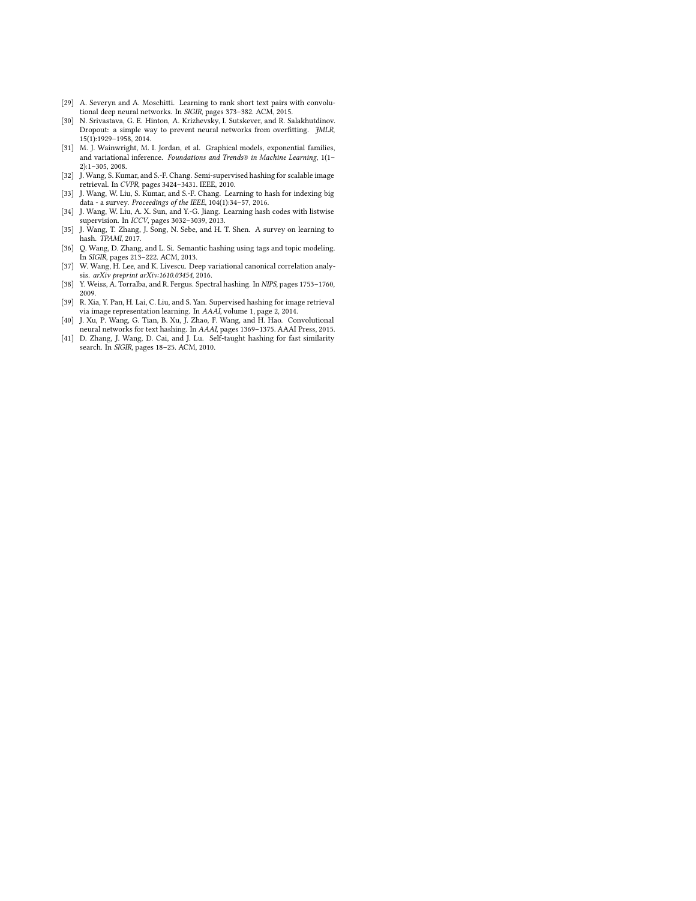- [29] A. Severyn and A. Moschitti. Learning to rank short text pairs with convolutional deep neural networks. In *SIGIR*, pages 373–382. ACM, 2015.
- [30] N. Srivastava, G. E. Hinton, A. Krizhevsky, I. Sutskever, and R. Salakhutdinov. Dropout: a simple way to prevent neural networks from overfitting. *JMLR*, 15(1):1929–1958, 2014.
- [31] M. J. Wainwright, M. I. Jordan, et al. Graphical models, exponential families, and variational inference. *Foundations and Trends® in Machine Learning*, 1(1–2):1–305, 2008.
- [32] J. Wang, S. Kumar, and S.-F. Chang. Semi-supervised hashing for scalable image retrieval. In *CVPR*, pages 3424–3431. IEEE, 2010.
- [33] J. Wang, W. Liu, S. Kumar, and S.-F. Chang. Learning to hash for indexing big data - a survey. *Proceedings of the IEEE*, 104(1):34–57, 2016.
- [34] J. Wang, W. Liu, A. X. Sun, and Y.-G. Jiang. Learning hash codes with listwise supervision. In *ICCV*, pages 3032–3039, 2013.
- [35] J. Wang, T. Zhang, J. Song, N. Sebe, and H. T. Shen. A survey on learning to hash. *TPAMI*, 2017.
- [36] Q. Wang, D. Zhang, and L. Si. Semantic hashing using tags and topic modeling. In *SIGIR*, pages 213–222. ACM, 2013.
- [37] W. Wang, H. Lee, and K. Livescu. Deep variational canonical correlation analysis. *arXiv preprint arXiv:1610.03454*, 2016.
- [38] Y. Weiss, A. Torralba, and R. Fergus. Spectral hashing. In *NIPS*, pages 1753–1760, 2009.
- [39] R. Xia, Y. Pan, H. Lai, C. Liu, and S. Yan. Supervised hashing for image retrieval via image representation learning. In *AAAI*, volume 1, page 2, 2014.
- [40] J. Xu, P. Wang, G. Tian, B. Xu, J. Zhao, F. Wang, and H. Hao. Convolutional neural networks for text hashing. In *AAAI*, pages 1369–1375. AAAI Press, 2015.
- [41] D. Zhang, J. Wang, D. Cai, and J. Lu. Self-taught hashing for fast similarity search. In *SIGIR*, pages 18–25. ACM, 2010.